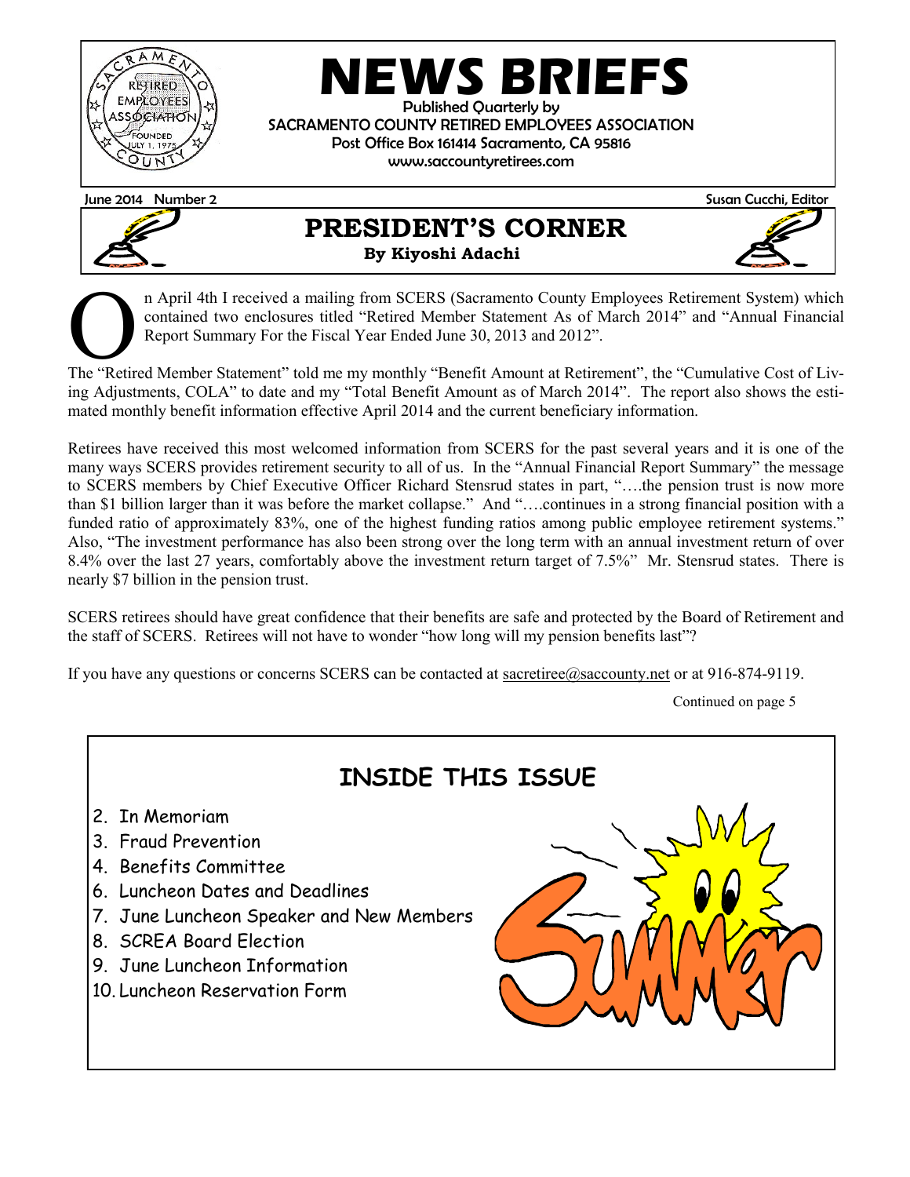# NEWS BRIEFS

Published Quarterly by
SACRAMENTO COUNTY RETIRED EMPLOYEES ASSOCIATION
Post Office Box 161414 Sacramento, CA 95816
www.saccountyretirees.com

June 2014 Number 2 Susan Cucchi, Editor

## PRESIDENT'S CORNER

**By Kiyoshi Adachi**

On April 4th I received a mailing from SCERS (Sacramento County Employees Retirement System) which contained two enclosures titled "Retired Member Statement As of March 2014" and "Annual Financial Report Summary For the Fiscal Year Ended June 30, 2013 and 2012".

The "Retired Member Statement" told me my monthly "Benefit Amount at Retirement", the "Cumulative Cost of Living Adjustments, COLA" to date and my "Total Benefit Amount as of March 2014". The report also shows the estimated monthly benefit information effective April 2014 and the current beneficiary information.

Retirees have received this most welcomed information from SCERS for the past several years and it is one of the many ways SCERS provides retirement security to all of us. In the "Annual Financial Report Summary" the message to SCERS members by Chief Executive Officer Richard Stensrud states in part, "….the pension trust is now more than $1 billion larger than it was before the market collapse." And "….continues in a strong financial position with a funded ratio of approximately 83%, one of the highest funding ratios among public employee retirement systems." Also, "The investment performance has also been strong over the long term with an annual investment return of over 8.4% over the last 27 years, comfortably above the investment return target of 7.5%" Mr. Stensrud states. There is nearly $7 billion in the pension trust.

SCERS retirees should have great confidence that their benefits are safe and protected by the Board of Retirement and the staff of SCERS. Retirees will not have to wonder "how long will my pension benefits last"?

If you have any questions or concerns SCERS can be contacted at sacretiree@saccounty.net or at 916-874-9119.

Continued on page 5

## INSIDE THIS ISSUE

2. In Memoriam
3. Fraud Prevention
4. Benefits Committee
6. Luncheon Dates and Deadlines
7. June Luncheon Speaker and New Members
8. SCREA Board Election
9. June Luncheon Information
10. Luncheon Reservation Form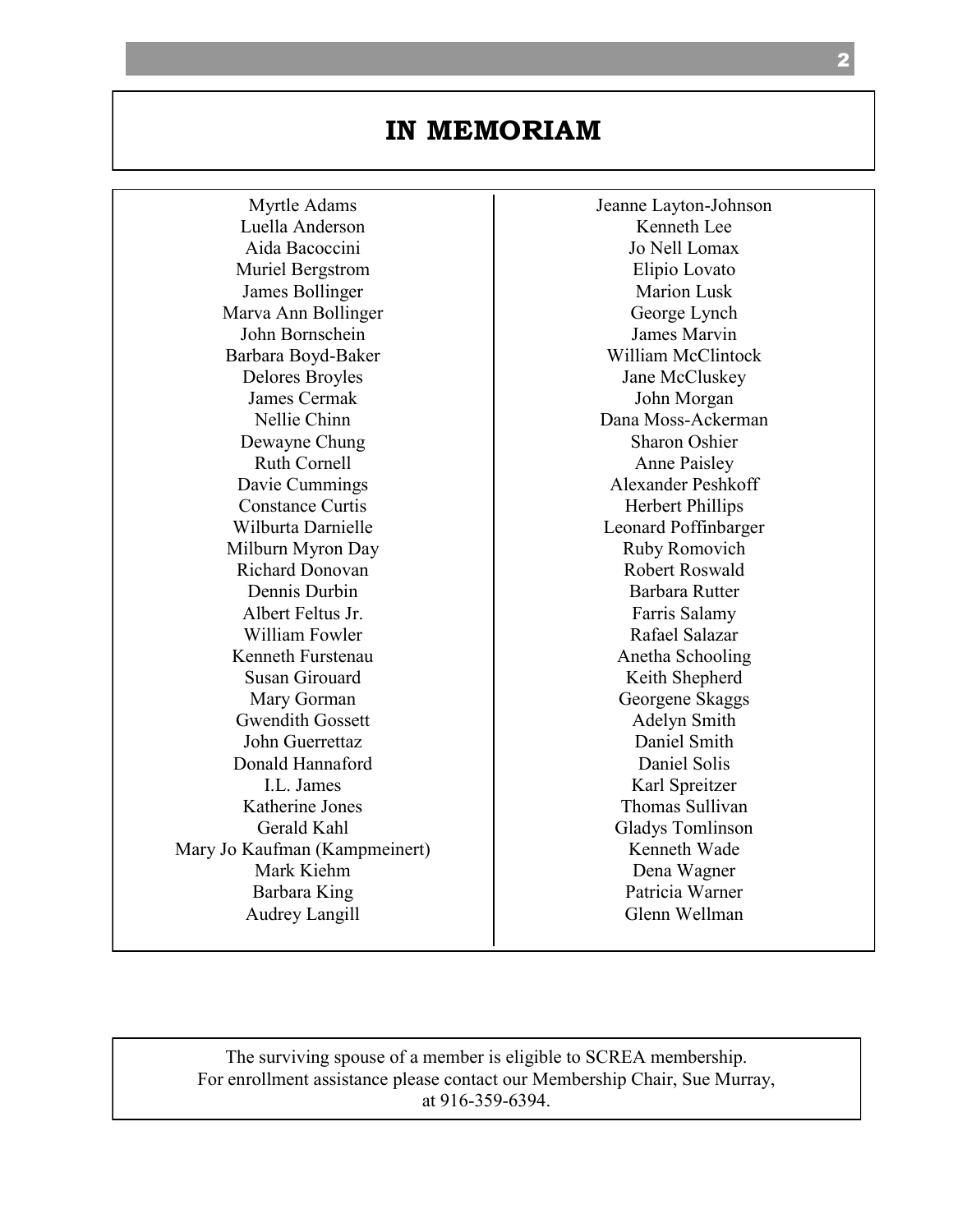# IN MEMORIAM

Myrtle Adams
Luella Anderson
Aida Bacoccini
Muriel Bergstrom
James Bollinger
Marva Ann Bollinger
John Bornschein
Barbara Boyd-Baker
Delores Broyles
James Cermak
Nellie Chinn
Dewayne Chung
Ruth Cornell
Davie Cummings
Constance Curtis
Wilburta Darnielle
Milburn Myron Day
Richard Donovan
Dennis Durbin
Albert Feltus Jr.
William Fowler
Kenneth Furstenau
Susan Girouard
Mary Gorman
Gwendith Gossett
John Guerrettaz
Donald Hannaford
I.L. James
Katherine Jones
Gerald Kahl
Mary Jo Kaufman (Kampmeinert)
Mark Kiehm
Barbara King
Audrey Langill
Jeanne Layton-Johnson
Kenneth Lee
Jo Nell Lomax
Elipio Lovato
Marion Lusk
George Lynch
James Marvin
William McClintock
Jane McCluskey
John Morgan
Dana Moss-Ackerman
Sharon Oshier
Anne Paisley
Alexander Peshkoff
Herbert Phillips
Leonard Poffinbarger
Ruby Romovich
Robert Roswald
Barbara Rutter
Farris Salamy
Rafael Salazar
Anetha Schooling
Keith Shepherd
Georgene Skaggs
Adelyn Smith
Daniel Smith
Daniel Solis
Karl Spreitzer
Thomas Sullivan
Gladys Tomlinson
Kenneth Wade
Dena Wagner
Patricia Warner
Glenn Wellman

The surviving spouse of a member is eligible to SCREA membership.
For enrollment assistance please contact our Membership Chair, Sue Murray, at 916-359-6394.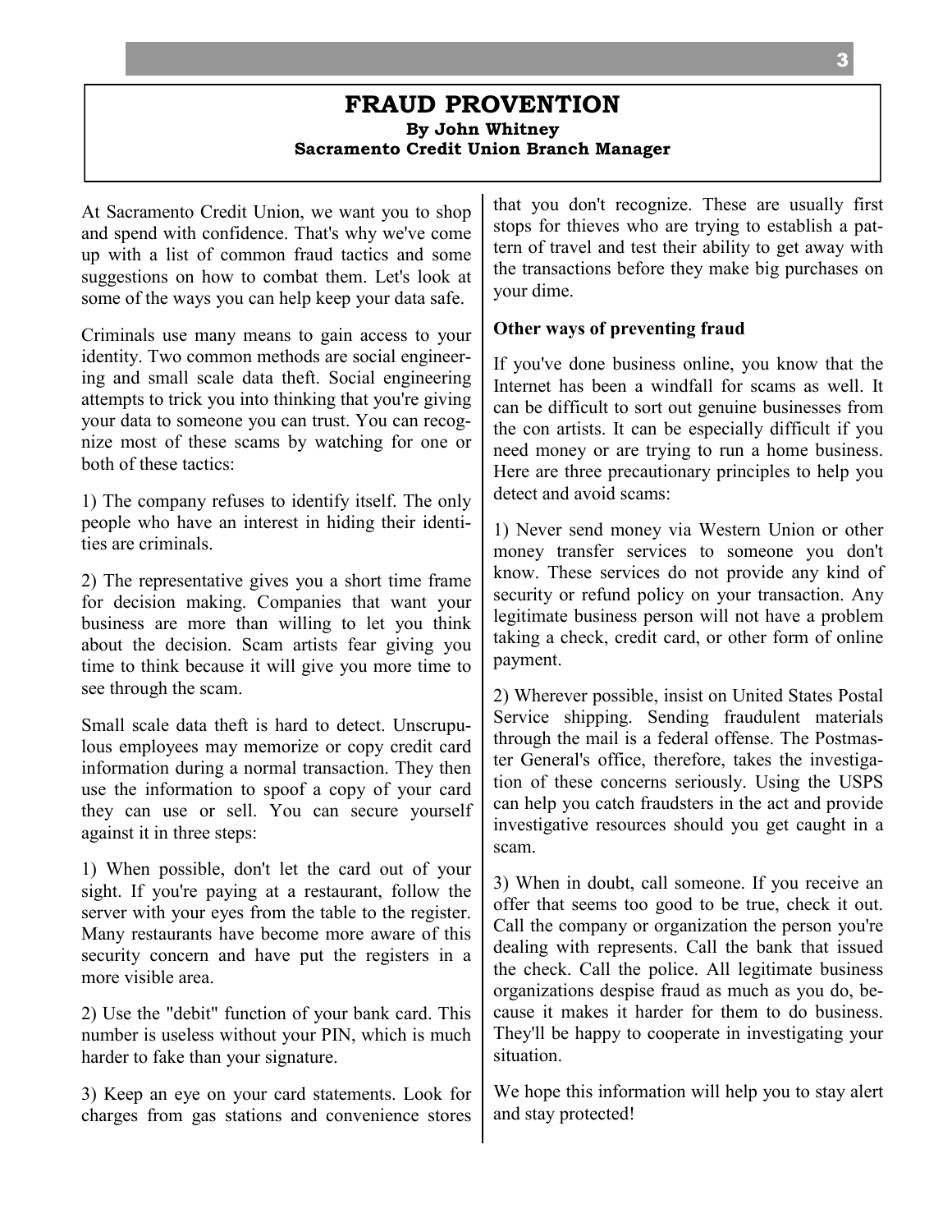# FRAUD PROVENTION

**By John Whitney**
**Sacramento Credit Union Branch Manager**

At Sacramento Credit Union, we want you to shop and spend with confidence. That's why we've come up with a list of common fraud tactics and some suggestions on how to combat them. Let's look at some of the ways you can help keep your data safe.

Criminals use many means to gain access to your identity. Two common methods are social engineering and small scale data theft. Social engineering attempts to trick you into thinking that you're giving your data to someone you can trust. You can recognize most of these scams by watching for one or both of these tactics:

1) The company refuses to identify itself. The only people who have an interest in hiding their identities are criminals.

2) The representative gives you a short time frame for decision making. Companies that want your business are more than willing to let you think about the decision. Scam artists fear giving you time to think because it will give you more time to see through the scam.

Small scale data theft is hard to detect. Unscrupulous employees may memorize or copy credit card information during a normal transaction. They then use the information to spoof a copy of your card they can use or sell. You can secure yourself against it in three steps:

1) When possible, don't let the card out of your sight. If you're paying at a restaurant, follow the server with your eyes from the table to the register. Many restaurants have become more aware of this security concern and have put the registers in a more visible area.

2) Use the "debit" function of your bank card. This number is useless without your PIN, which is much harder to fake than your signature.

3) Keep an eye on your card statements. Look for charges from gas stations and convenience stores that you don't recognize. These are usually first stops for thieves who are trying to establish a pattern of travel and test their ability to get away with the transactions before they make big purchases on your dime.

**Other ways of preventing fraud**

If you've done business online, you know that the Internet has been a windfall for scams as well. It can be difficult to sort out genuine businesses from the con artists. It can be especially difficult if you need money or are trying to run a home business. Here are three precautionary principles to help you detect and avoid scams:

1) Never send money via Western Union or other money transfer services to someone you don't know. These services do not provide any kind of security or refund policy on your transaction. Any legitimate business person will not have a problem taking a check, credit card, or other form of online payment.

2) Wherever possible, insist on United States Postal Service shipping. Sending fraudulent materials through the mail is a federal offense. The Postmaster General's office, therefore, takes the investigation of these concerns seriously. Using the USPS can help you catch fraudsters in the act and provide investigative resources should you get caught in a scam.

3) When in doubt, call someone. If you receive an offer that seems too good to be true, check it out. Call the company or organization the person you're dealing with represents. Call the bank that issued the check. Call the police. All legitimate business organizations despise fraud as much as you do, because it makes it harder for them to do business. They'll be happy to cooperate in investigating your situation.

We hope this information will help you to stay alert and stay protected!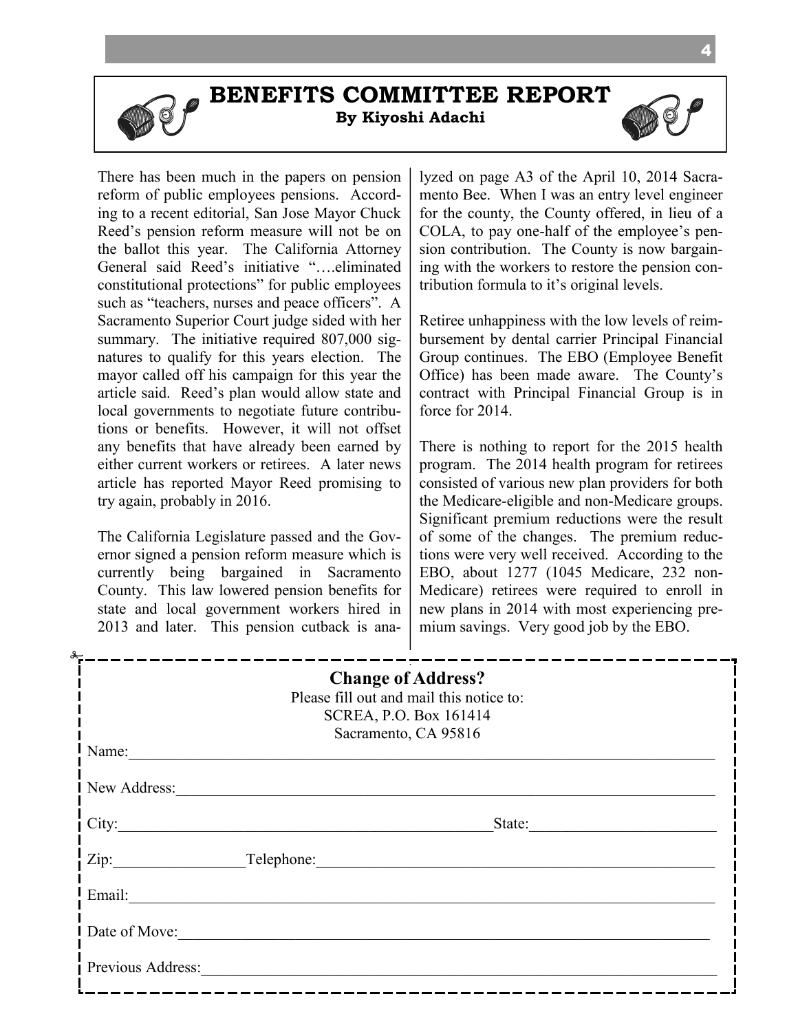# BENEFITS COMMITTEE REPORT

**By Kiyoshi Adachi**

There has been much in the papers on pension reform of public employees pensions. According to a recent editorial, San Jose Mayor Chuck Reed's pension reform measure will not be on the ballot this year. The California Attorney General said Reed's initiative "….eliminated constitutional protections" for public employees such as "teachers, nurses and peace officers". A Sacramento Superior Court judge sided with her summary. The initiative required 807,000 signatures to qualify for this years election. The mayor called off his campaign for this year the article said. Reed's plan would allow state and local governments to negotiate future contributions or benefits. However, it will not offset any benefits that have already been earned by either current workers or retirees. A later news article has reported Mayor Reed promising to try again, probably in 2016.

The California Legislature passed and the Governor signed a pension reform measure which is currently being bargained in Sacramento County. This law lowered pension benefits for state and local government workers hired in 2013 and later. This pension cutback is analyzed on page A3 of the April 10, 2014 Sacramento Bee. When I was an entry level engineer for the county, the County offered, in lieu of a COLA, to pay one-half of the employee's pension contribution. The County is now bargaining with the workers to restore the pension contribution formula to it's original levels.

Retiree unhappiness with the low levels of reimbursement by dental carrier Principal Financial Group continues. The EBO (Employee Benefit Office) has been made aware. The County's contract with Principal Financial Group is in force for 2014.

There is nothing to report for the 2015 health program. The 2014 health program for retirees consisted of various new plan providers for both the Medicare-eligible and non-Medicare groups. Significant premium reductions were the result of some of the changes. The premium reductions were very well received. According to the EBO, about 1277 (1045 Medicare, 232 non-Medicare) retirees were required to enroll in new plans in 2014 with most experiencing premium savings. Very good job by the EBO.

---

**Change of Address?**

Please fill out and mail this notice to:
SCREA, P.O. Box 161414
Sacramento, CA 95816

Name:\_\_\_\_\_\_\_\_\_\_\_\_\_\_\_\_\_\_\_\_\_\_\_\_\_\_\_\_\_\_

New Address:\_\_\_\_\_\_\_\_\_\_\_\_\_\_\_\_\_\_\_\_\_\_\_\_\_\_\_\_\_\_

City:\_\_\_\_\_\_\_\_\_\_\_\_\_\_\_\_\_\_\_\_ State:\_\_\_\_\_\_\_\_\_\_\_\_

Zip:\_\_\_\_\_\_\_\_\_\_\_\_ Telephone:\_\_\_\_\_\_\_\_\_\_\_\_\_\_\_\_\_\_\_\_

Email:\_\_\_\_\_\_\_\_\_\_\_\_\_\_\_\_\_\_\_\_\_\_\_\_\_\_\_\_\_\_

Date of Move:\_\_\_\_\_\_\_\_\_\_\_\_\_\_\_\_\_\_\_\_\_\_\_\_\_\_\_\_\_\_

Previous Address:\_\_\_\_\_\_\_\_\_\_\_\_\_\_\_\_\_\_\_\_\_\_\_\_\_\_\_\_\_\_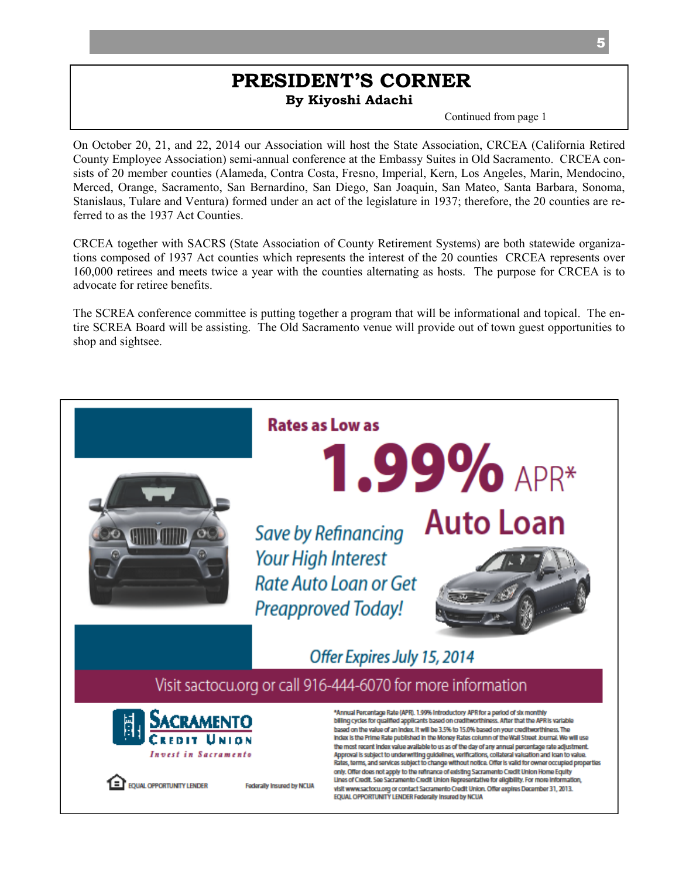# PRESIDENT'S CORNER

**By Kiyoshi Adachi**

Continued from page 1

On October 20, 21, and 22, 2014 our Association will host the State Association, CRCEA (California Retired County Employee Association) semi-annual conference at the Embassy Suites in Old Sacramento. CRCEA consists of 20 member counties (Alameda, Contra Costa, Fresno, Imperial, Kern, Los Angeles, Marin, Mendocino, Merced, Orange, Sacramento, San Bernardino, San Diego, San Joaquin, San Mateo, Santa Barbara, Sonoma, Stanislaus, Tulare and Ventura) formed under an act of the legislature in 1937; therefore, the 20 counties are referred to as the 1937 Act Counties.

CRCEA together with SACRS (State Association of County Retirement Systems) are both statewide organizations composed of 1937 Act counties which represents the interest of the 20 counties CRCEA represents over 160,000 retirees and meets twice a year with the counties alternating as hosts. The purpose for CRCEA is to advocate for retiree benefits.

The SCREA conference committee is putting together a program that will be informational and topical. The entire SCREA Board will be assisting. The Old Sacramento venue will provide out of town guest opportunities to shop and sightsee.

---

**Rates as Low as**

**1.99% APR***

**Auto Loan**

*Save by Refinancing Your High Interest Rate Auto Loan or Get Preapproved Today!*

*Offer Expires July 15, 2014*

Visit sactocu.org or call 916-444-6070 for more information

**SACRAMENTO CREDIT UNION**

*Invest in Sacramento*

EQUAL OPPORTUNITY LENDER

Federally Insured by NCUA

*Annual Percentage Rate (APR). 1.99% introductory APR for a period of six monthly billing cycles for qualified applicants based on creditworthiness. After that the APR is variable based on the value of an index. It will be 3.5% to 15.0% based on your creditworthiness. The index is the Prime Rate published in the Money Rates column of the Wall Street Journal. We will use the most recent index value available to us as of the day of any annual percentage rate adjustment. Approval is subject to underwriting guidelines, verifications, collateral valuation and loan to value. Rates, terms, and services subject to change without notice. Offer is valid for owner occupied properties only. Offer does not apply to the refinance of existing Sacramento Credit Union Home Equity Lines of Credit. See Sacramento Credit Union Representative for eligibility. For more information, visit www.sactocu.org or contact Sacramento Credit Union. Offer expires December 31, 2013. EQUAL OPPORTUNITY LENDER Federally Insured by NCUA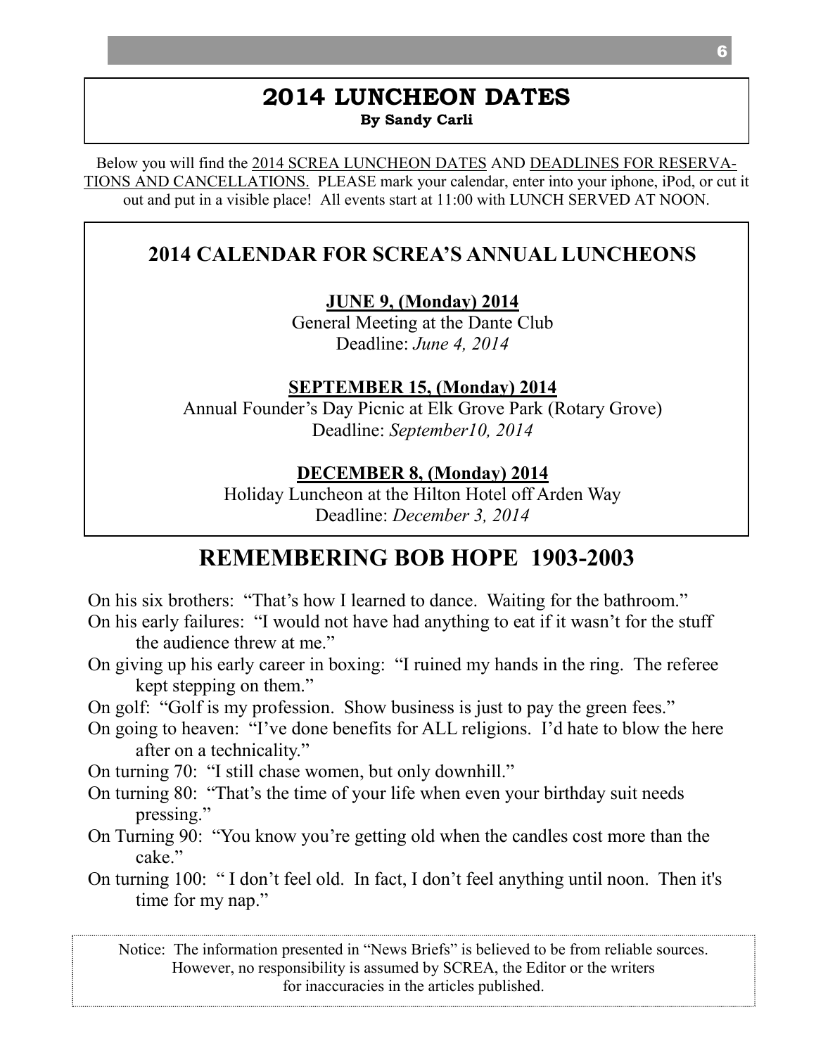## 2014 LUNCHEON DATES

**By Sandy Carli**

Below you will find the 2014 SCREA LUNCHEON DATES AND DEADLINES FOR RESERVATIONS AND CANCELLATIONS. PLEASE mark your calendar, enter into your iphone, iPod, or cut it out and put in a visible place! All events start at 11:00 with LUNCH SERVED AT NOON.

### 2014 CALENDAR FOR SCREA'S ANNUAL LUNCHEONS

**JUNE 9, (Monday) 2014**
General Meeting at the Dante Club
Deadline: *June 4, 2014*

**SEPTEMBER 15, (Monday) 2014**
Annual Founder's Day Picnic at Elk Grove Park (Rotary Grove)
Deadline: *September10, 2014*

**DECEMBER 8, (Monday) 2014**
Holiday Luncheon at the Hilton Hotel off Arden Way
Deadline: *December 3, 2014*

## REMEMBERING BOB HOPE 1903-2003

On his six brothers: "That's how I learned to dance. Waiting for the bathroom."

On his early failures: "I would not have had anything to eat if it wasn't for the stuff the audience threw at me."

On giving up his early career in boxing: "I ruined my hands in the ring. The referee kept stepping on them."

On golf: "Golf is my profession. Show business is just to pay the green fees."

On going to heaven: "I've done benefits for ALL religions. I'd hate to blow the here after on a technicality."

On turning 70: "I still chase women, but only downhill."

On turning 80: "That's the time of your life when even your birthday suit needs pressing."

On Turning 90: "You know you're getting old when the candles cost more than the cake."

On turning 100: " I don't feel old. In fact, I don't feel anything until noon. Then it's time for my nap."

Notice: The information presented in "News Briefs" is believed to be from reliable sources. However, no responsibility is assumed by SCREA, the Editor or the writers for inaccuracies in the articles published.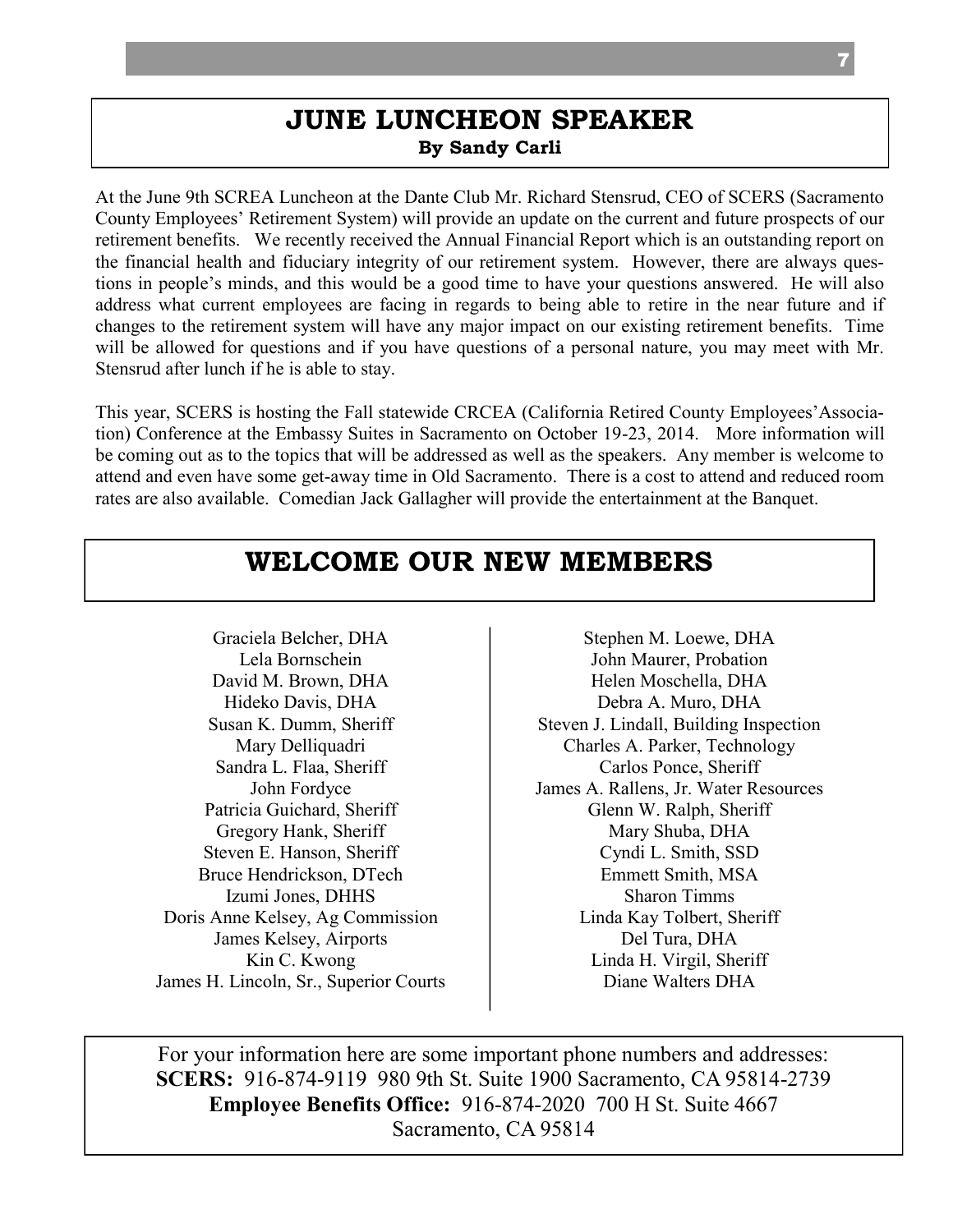## JUNE LUNCHEON SPEAKER

**By Sandy Carli**

At the June 9th SCREA Luncheon at the Dante Club Mr. Richard Stensrud, CEO of SCERS (Sacramento County Employees' Retirement System) will provide an update on the current and future prospects of our retirement benefits. We recently received the Annual Financial Report which is an outstanding report on the financial health and fiduciary integrity of our retirement system. However, there are always questions in people's minds, and this would be a good time to have your questions answered. He will also address what current employees are facing in regards to being able to retire in the near future and if changes to the retirement system will have any major impact on our existing retirement benefits. Time will be allowed for questions and if you have questions of a personal nature, you may meet with Mr. Stensrud after lunch if he is able to stay.

This year, SCERS is hosting the Fall statewide CRCEA (California Retired County Employees' Association) Conference at the Embassy Suites in Sacramento on October 19-23, 2014. More information will be coming out as to the topics that will be addressed as well as the speakers. Any member is welcome to attend and even have some get-away time in Old Sacramento. There is a cost to attend and reduced room rates are also available. Comedian Jack Gallagher will provide the entertainment at the Banquet.

## WELCOME OUR NEW MEMBERS

Graciela Belcher, DHA
Lela Bornschein
David M. Brown, DHA
Hideko Davis, DHA
Susan K. Dumm, Sheriff
Mary Delliquadri
Sandra L. Flaa, Sheriff
John Fordyce
Patricia Guichard, Sheriff
Gregory Hank, Sheriff
Steven E. Hanson, Sheriff
Bruce Hendrickson, DTech
Izumi Jones, DHHS
Doris Anne Kelsey, Ag Commission
James Kelsey, Airports
Kin C. Kwong
James H. Lincoln, Sr., Superior Courts
Stephen M. Loewe, DHA
John Maurer, Probation
Helen Moschella, DHA
Debra A. Muro, DHA
Steven J. Lindall, Building Inspection
Charles A. Parker, Technology
Carlos Ponce, Sheriff
James A. Rallens, Jr. Water Resources
Glenn W. Ralph, Sheriff
Mary Shuba, DHA
Cyndi L. Smith, SSD
Emmett Smith, MSA
Sharon Timms
Linda Kay Tolbert, Sheriff
Del Tura, DHA
Linda H. Virgil, Sheriff
Diane Walters DHA

For your information here are some important phone numbers and addresses:
**SCERS:** 916-874-9119 980 9th St. Suite 1900 Sacramento, CA 95814-2739
**Employee Benefits Office:** 916-874-2020 700 H St. Suite 4667 Sacramento, CA 95814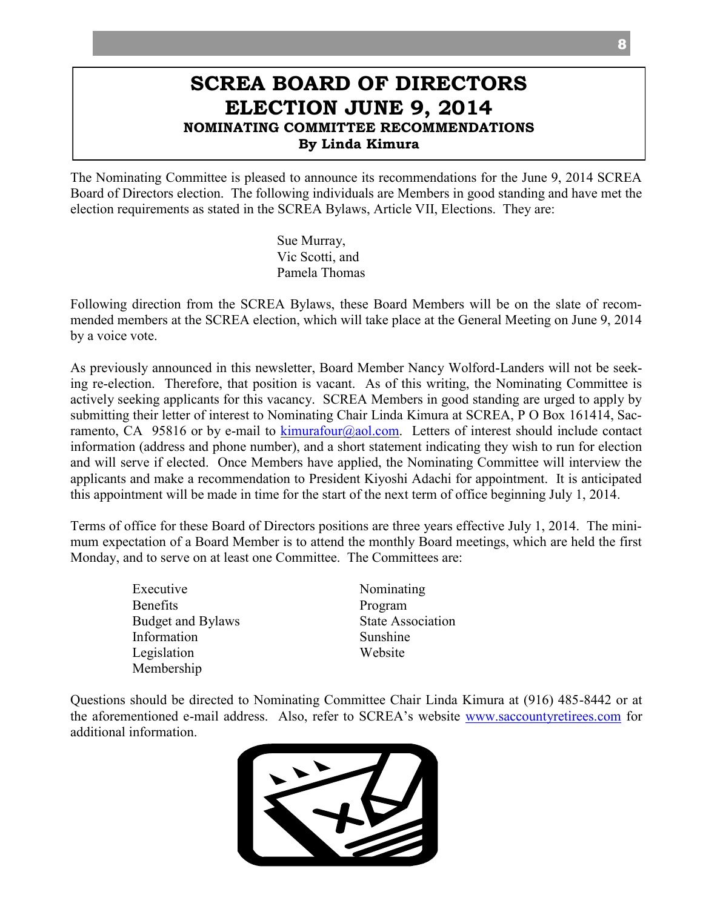# SCREA BOARD OF DIRECTORS ELECTION JUNE 9, 2014

### NOMINATING COMMITTEE RECOMMENDATIONS

**By Linda Kimura**

The Nominating Committee is pleased to announce its recommendations for the June 9, 2014 SCREA Board of Directors election. The following individuals are Members in good standing and have met the election requirements as stated in the SCREA Bylaws, Article VII, Elections. They are:

Sue Murray,
Vic Scotti, and
Pamela Thomas

Following direction from the SCREA Bylaws, these Board Members will be on the slate of recommended members at the SCREA election, which will take place at the General Meeting on June 9, 2014 by a voice vote.

As previously announced in this newsletter, Board Member Nancy Wolford-Landers will not be seeking re-election. Therefore, that position is vacant. As of this writing, the Nominating Committee is actively seeking applicants for this vacancy. SCREA Members in good standing are urged to apply by submitting their letter of interest to Nominating Chair Linda Kimura at SCREA, P O Box 161414, Sacramento, CA 95816 or by e-mail to kimurafour@aol.com. Letters of interest should include contact information (address and phone number), and a short statement indicating they wish to run for election and will serve if elected. Once Members have applied, the Nominating Committee will interview the applicants and make a recommendation to President Kiyoshi Adachi for appointment. It is anticipated this appointment will be made in time for the start of the next term of office beginning July 1, 2014.

Terms of office for these Board of Directors positions are three years effective July 1, 2014. The minimum expectation of a Board Member is to attend the monthly Board meetings, which are held the first Monday, and to serve on at least one Committee. The Committees are:

- Executive
- Benefits
- Budget and Bylaws
- Information
- Legislation
- Membership
- Nominating
- Program
- State Association
- Sunshine
- Website

Questions should be directed to Nominating Committee Chair Linda Kimura at (916) 485-8442 or at the aforementioned e-mail address. Also, refer to SCREA's website www.saccountyretirees.com for additional information.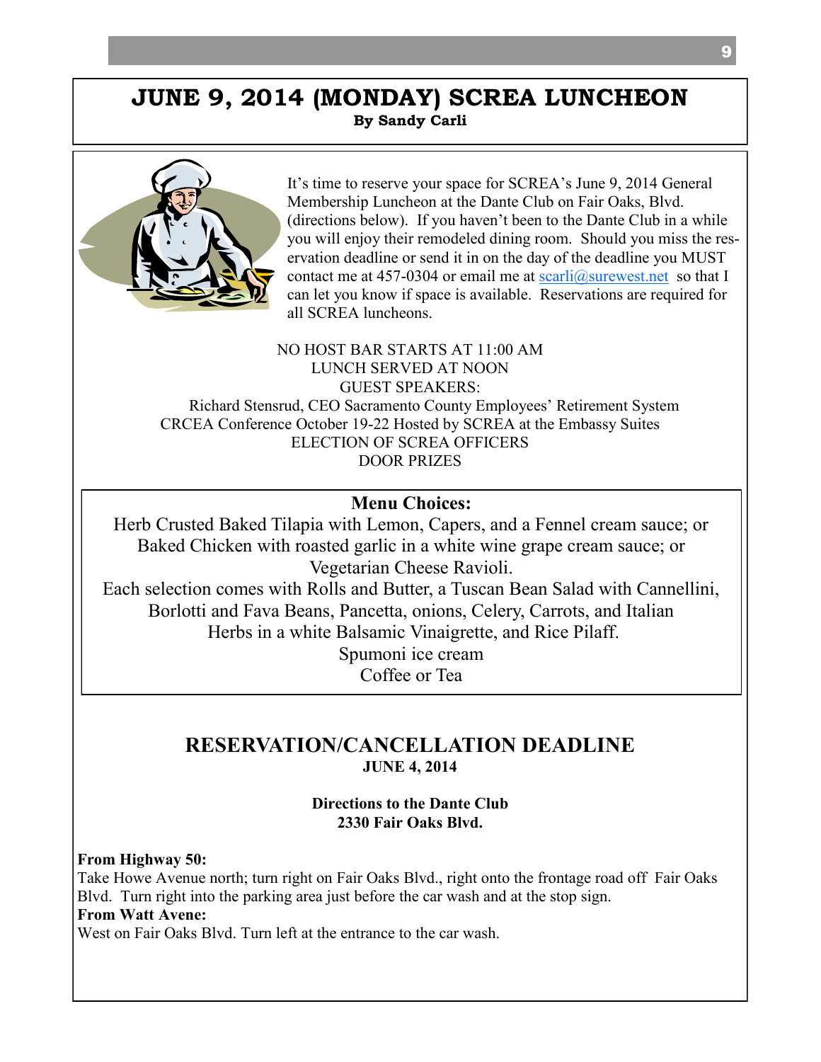# JUNE 9, 2014 (MONDAY) SCREA LUNCHEON

**By Sandy Carli**

It's time to reserve your space for SCREA's June 9, 2014 General Membership Luncheon at the Dante Club on Fair Oaks, Blvd. (directions below). If you haven't been to the Dante Club in a while you will enjoy their remodeled dining room. Should you miss the reservation deadline or send it in on the day of the deadline you MUST contact me at 457-0304 or email me at scarli@surewest.net so that I can let you know if space is available. Reservations are required for all SCREA luncheons.

NO HOST BAR STARTS AT 11:00 AM
LUNCH SERVED AT NOON
GUEST SPEAKERS:
Richard Stensrud, CEO Sacramento County Employees' Retirement System
CRCEA Conference October 19-22 Hosted by SCREA at the Embassy Suites
ELECTION OF SCREA OFFICERS
DOOR PRIZES

**Menu Choices:**

Herb Crusted Baked Tilapia with Lemon, Capers, and a Fennel cream sauce; or
Baked Chicken with roasted garlic in a white wine grape cream sauce; or
Vegetarian Cheese Ravioli.
Each selection comes with Rolls and Butter, a Tuscan Bean Salad with Cannellini, Borlotti and Fava Beans, Pancetta, onions, Celery, Carrots, and Italian Herbs in a white Balsamic Vinaigrette, and Rice Pilaff.
Spumoni ice cream
Coffee or Tea

## RESERVATION/CANCELLATION DEADLINE

**JUNE 4, 2014**

**Directions to the Dante Club**
**2330 Fair Oaks Blvd.**

**From Highway 50:**
Take Howe Avenue north; turn right on Fair Oaks Blvd., right onto the frontage road off Fair Oaks Blvd. Turn right into the parking area just before the car wash and at the stop sign.
**From Watt Avene:**
West on Fair Oaks Blvd. Turn left at the entrance to the car wash.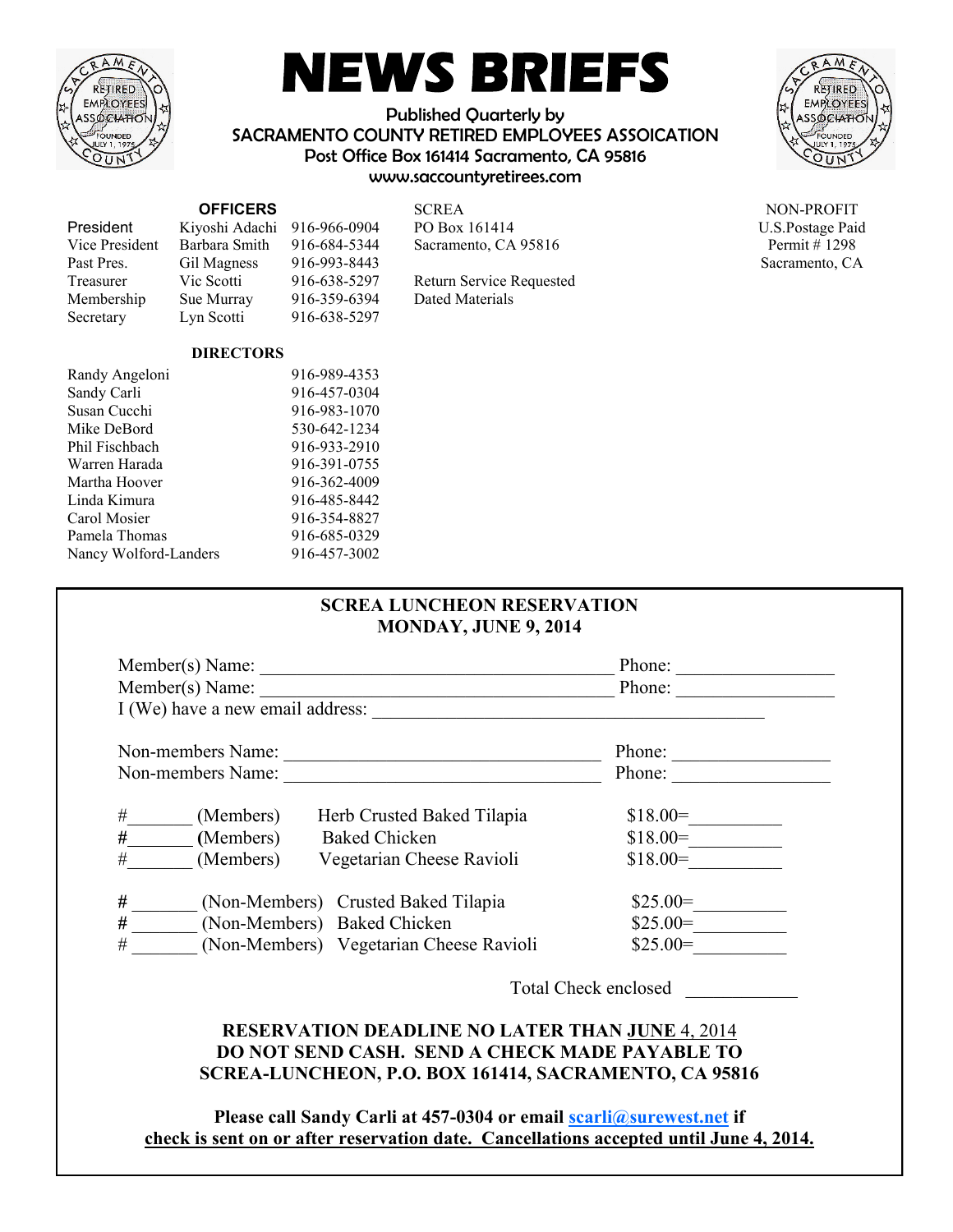# NEWS BRIEFS

Published Quarterly by
SACRAMENTO COUNTY RETIRED EMPLOYEES ASSOCIATION
Post Office Box 161414 Sacramento, CA 95816
www.saccountyretirees.com

### OFFICERS

| | | |
|---|---|---|
| President | Kiyoshi Adachi | 916-966-0904 |
| Vice President | Barbara Smith | 916-684-5344 |
| Past Pres. | Gil Magness | 916-993-8443 |
| Treasurer | Vic Scotti | 916-638-5297 |
| Membership | Sue Murray | 916-359-6394 |
| Secretary | Lyn Scotti | 916-638-5297 |

### DIRECTORS

| | |
|---|---|
| Randy Angeloni | 916-989-4353 |
| Sandy Carli | 916-457-0304 |
| Susan Cucchi | 916-983-1070 |
| Mike DeBord | 530-642-1234 |
| Phil Fischbach | 916-933-2910 |
| Warren Harada | 916-391-0755 |
| Martha Hoover | 916-362-4009 |
| Linda Kimura | 916-485-8442 |
| Carol Mosier | 916-354-8827 |
| Pamela Thomas | 916-685-0329 |
| Nancy Wolford-Landers | 916-457-3002 |

SCREA
PO Box 161414
Sacramento, CA 95816

Return Service Requested
Dated Materials

NON-PROFIT
U.S.Postage Paid
Permit # 1298
Sacramento, CA

---

**SCREA LUNCHEON RESERVATION**
**MONDAY, JUNE 9, 2014**

Member(s) Name: ______________________________ Phone: ______________
Member(s) Name: ______________________________ Phone: ______________
I (We) have a new email address: ______________________________

Non-members Name: ______________________________ Phone: ______________
Non-members Name: ______________________________ Phone: ______________

#_______ (Members) Herb Crusted Baked Tilapia $18.00=__________
#_______ (Members) Baked Chicken $18.00=__________
#_______ (Members) Vegetarian Cheese Ravioli $18.00=__________

# _______ (Non-Members) Crusted Baked Tilapia $25.00=__________
# _______ (Non-Members) Baked Chicken $25.00=__________
# _______ (Non-Members) Vegetarian Cheese Ravioli $25.00=__________

Total Check enclosed ____________

**RESERVATION DEADLINE NO LATER THAN JUNE 4, 2014**
**DO NOT SEND CASH. SEND A CHECK MADE PAYABLE TO**
**SCREA-LUNCHEON, P.O. BOX 161414, SACRAMENTO, CA 95816**

**Please call Sandy Carli at 457-0304 or email scarli@surewest.net if check is sent on or after reservation date. Cancellations accepted until June 4, 2014.**